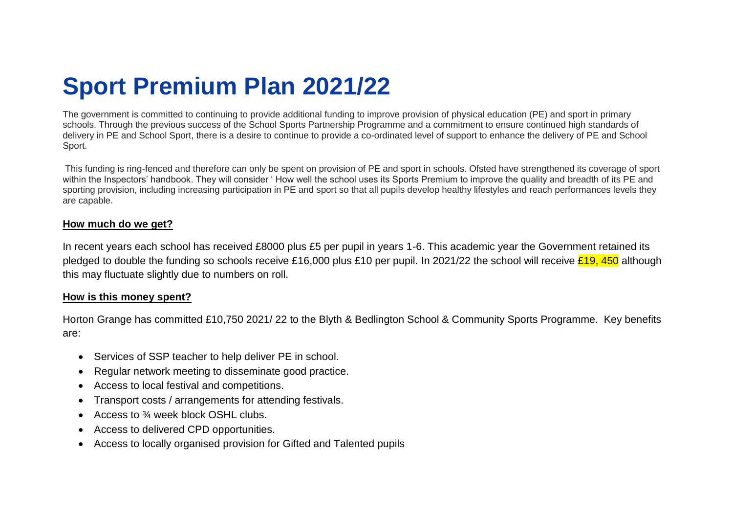# Sport Premium Plan 2021/22

The government is committed to continuing to provide additional funding to improve provision of physical education (PE) and sport in primary schools. Through the previous success of the School Sports Partnership Programme and a commitment to ensure continued high standards of delivery in PE and School Sport, there is a desire to continue to provide a co-ordinated level of support to enhance the delivery of PE and School Sport.

This funding is ring-fenced and therefore can only be spent on provision of PE and sport in schools. Ofsted have strengthened its coverage of sport within the Inspectors' handbook. They will consider ' How well the school uses its Sports Premium to improve the quality and breadth of its PE and sporting provision, including increasing participation in PE and sport so that all pupils develop healthy lifestyles and reach performances levels they are capable.

**How much do we get?**

In recent years each school has received £8000 plus £5 per pupil in years 1-6. This academic year the Government retained its pledged to double the funding so schools receive £16,000 plus £10 per pupil. In 2021/22 the school will receive £19, 450 although this may fluctuate slightly due to numbers on roll.

**How is this money spent?**

Horton Grange has committed £10,750 2021/ 22 to the Blyth & Bedlington School & Community Sports Programme. Key benefits are:

- Services of SSP teacher to help deliver PE in school.
- Regular network meeting to disseminate good practice.
- Access to local festival and competitions.
- Transport costs / arrangements for attending festivals.
- Access to ¾ week block OSHL clubs.
- Access to delivered CPD opportunities.
- Access to locally organised provision for Gifted and Talented pupils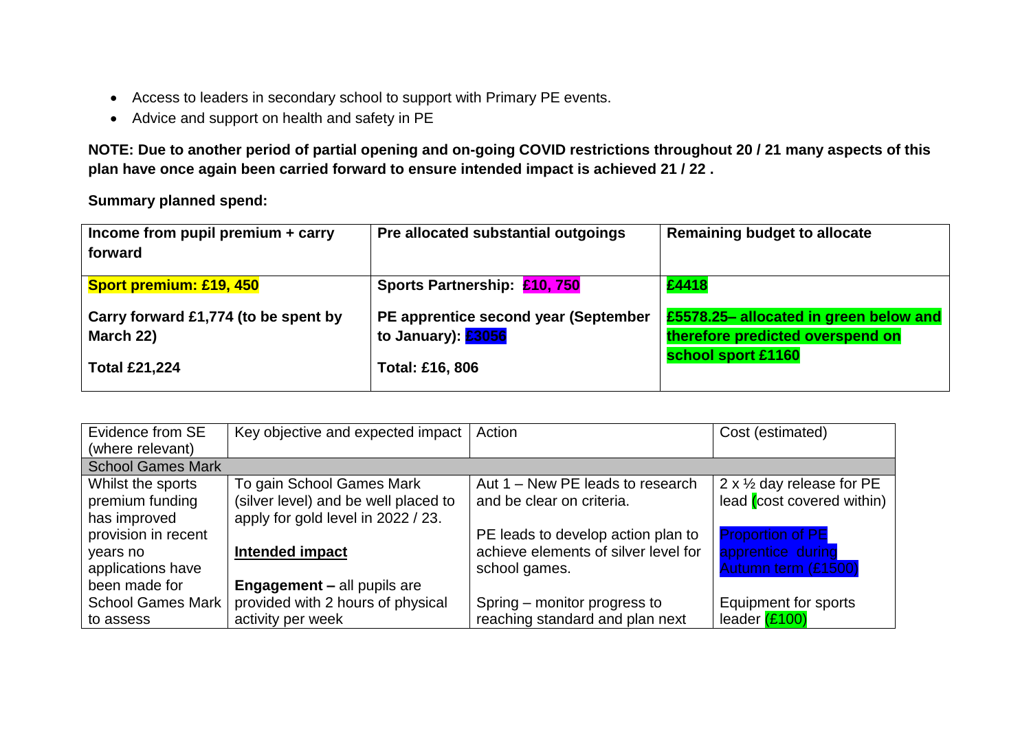- Access to leaders in secondary school to support with Primary PE events.
- Advice and support on health and safety in PE

**NOTE: Due to another period of partial opening and on-going COVID restrictions throughout 20 / 21 many aspects of this plan have once again been carried forward to ensure intended impact is achieved 21 / 22 .**

**Summary planned spend:**

| Income from pupil premium + carry forward | Pre allocated substantial outgoings | Remaining budget to allocate |
|---|---|---|
| **Sport premium: £19, 450**<br><br>**Carry forward £1,774 (to be spent by March 22)**<br><br>**Total £21,224** | **Sports Partnership: £10, 750**<br><br>**PE apprentice second year (September to January): £3056**<br><br>**Total: £16, 806** | **£4418**<br><br>**£5578.25– allocated in green below and therefore predicted overspend on school sport £1160** |

| Evidence from SE (where relevant) | Key objective and expected impact | Action | Cost (estimated) |
|---|---|---|---|
| School Games Mark | | | |
| Whilst the sports premium funding has improved provision in recent years no applications have been made for School Games Mark to assess | To gain School Games Mark (silver level) and be well placed to apply for gold level in 2022 / 23.<br><br>**Intended impact**<br><br>**Engagement –** all pupils are provided with 2 hours of physical activity per week | Aut 1 – New PE leads to research and be clear on criteria.<br><br>PE leads to develop action plan to achieve elements of silver level for school games.<br><br>Spring – monitor progress to reaching standard and plan next | 2 x ½ day release for PE lead (cost covered within)<br><br>Proportion of PE apprentice during Autumn term (£1500)<br><br>Equipment for sports leader (£100) |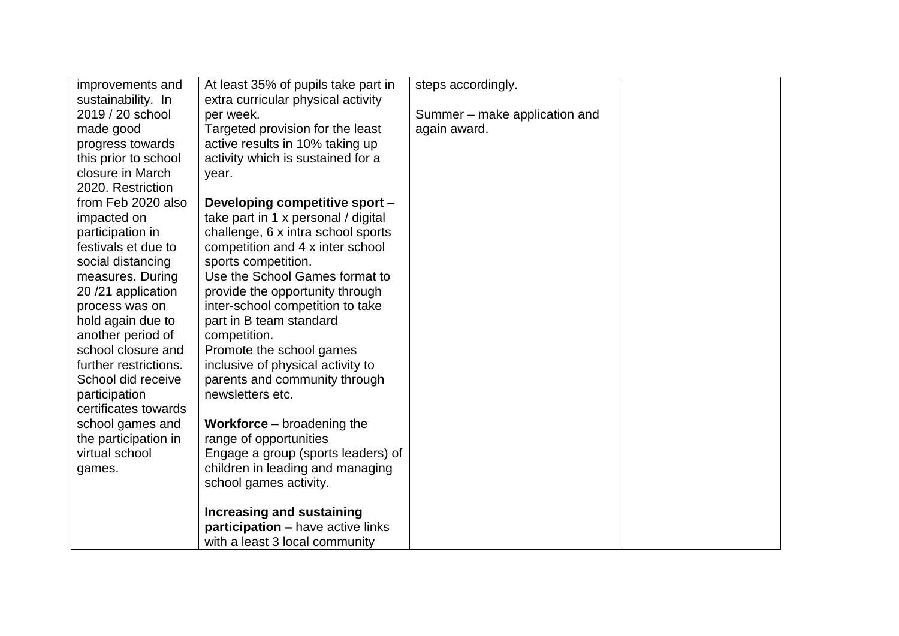| | | | |
|---|---|---|---|
| improvements and sustainability. In 2019 / 20 school made good progress towards this prior to school closure in March 2020. Restriction from Feb 2020 also impacted on participation in festivals et due to social distancing measures. During 20 /21 application process was on hold again due to another period of school closure and further restrictions. School did receive participation certificates towards school games and the participation in virtual school games. | At least 35% of pupils take part in extra curricular physical activity per week.<br>Targeted provision for the least active results in 10% taking up activity which is sustained for a year.<br><br>**Developing competitive sport –** take part in 1 x personal / digital challenge, 6 x intra school sports competition and 4 x inter school sports competition.<br>Use the School Games format to provide the opportunity through inter-school competition to take part in B team standard competition.<br>Promote the school games inclusive of physical activity to parents and community through newsletters etc.<br><br>**Workforce** – broadening the range of opportunities<br>Engage a group (sports leaders) of children in leading and managing school games activity.<br><br>**Increasing and sustaining participation –** have active links with a least 3 local community | steps accordingly.<br><br>Summer – make application and again award. | |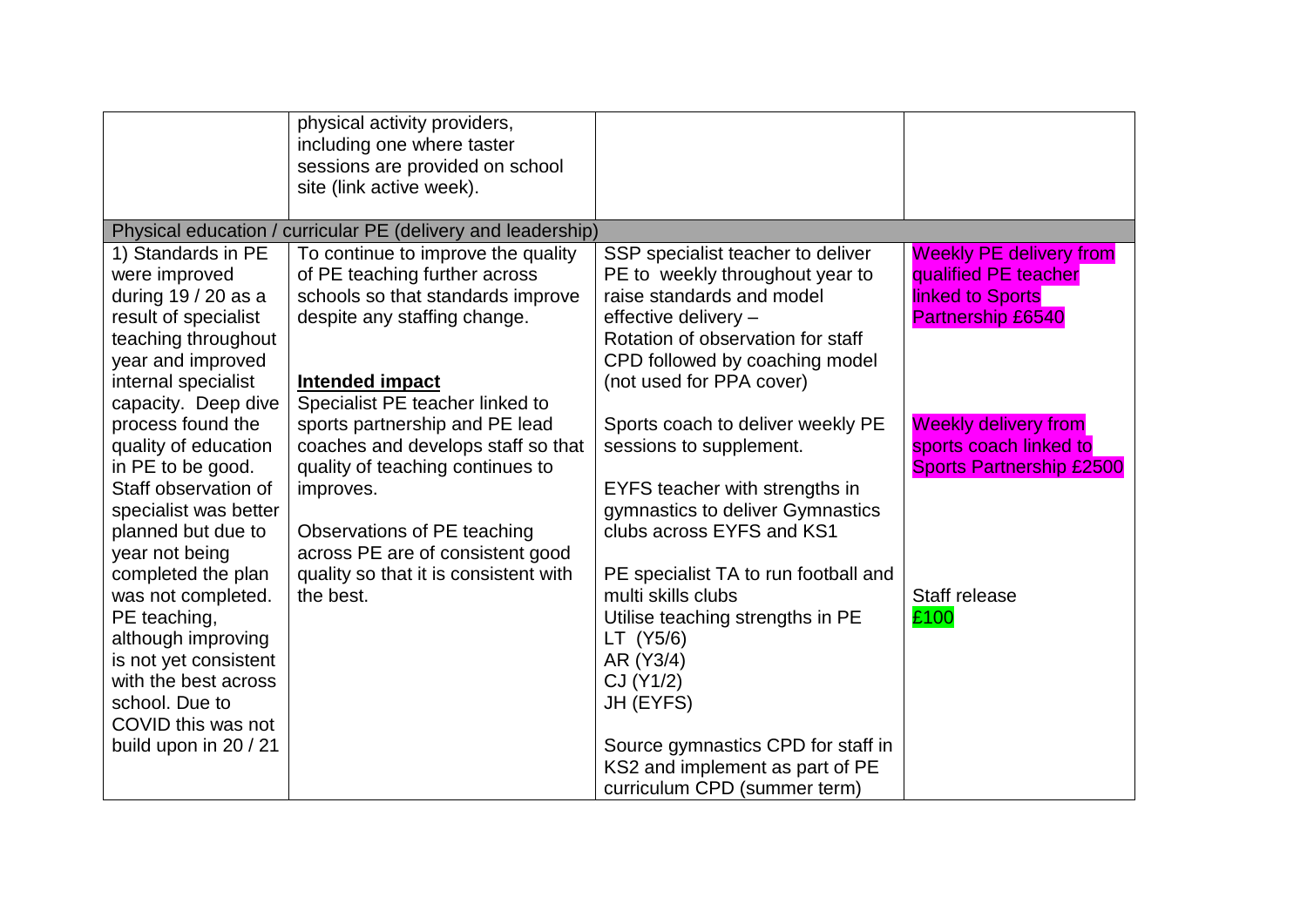| | | | |
|---|---|---|---|
| | physical activity providers, including one where taster sessions are provided on school site (link active week). | | |
| Physical education / curricular PE (delivery and leadership) | | | |
| 1) Standards in PE were improved during 19 / 20 as a result of specialist teaching throughout year and improved internal specialist capacity. Deep dive process found the quality of education in PE to be good. Staff observation of specialist was better planned but due to year not being completed the plan was not completed. PE teaching, although improving is not yet consistent with the best across school. Due to COVID this was not build upon in 20 / 21 | To continue to improve the quality of PE teaching further across schools so that standards improve despite any staffing change.<br><br>**Intended impact**<br>Specialist PE teacher linked to sports partnership and PE lead coaches and develops staff so that quality of teaching continues to improves.<br><br>Observations of PE teaching across PE are of consistent good quality so that it is consistent with the best. | SSP specialist teacher to deliver PE to weekly throughout year to raise standards and model effective delivery – Rotation of observation for staff CPD followed by coaching model (not used for PPA cover)<br><br>Sports coach to deliver weekly PE sessions to supplement.<br><br>EYFS teacher with strengths in gymnastics to deliver Gymnastics clubs across EYFS and KS1<br><br>PE specialist TA to run football and multi skills clubs<br>Utilise teaching strengths in PE<br>LT (Y5/6)<br>AR (Y3/4)<br>CJ (Y1/2)<br>JH (EYFS)<br><br>Source gymnastics CPD for staff in KS2 and implement as part of PE curriculum CPD (summer term) | Weekly PE delivery from qualified PE teacher linked to Sports Partnership £6540<br><br>Weekly delivery from sports coach linked to Sports Partnership £2500<br><br>Staff release<br>£100 |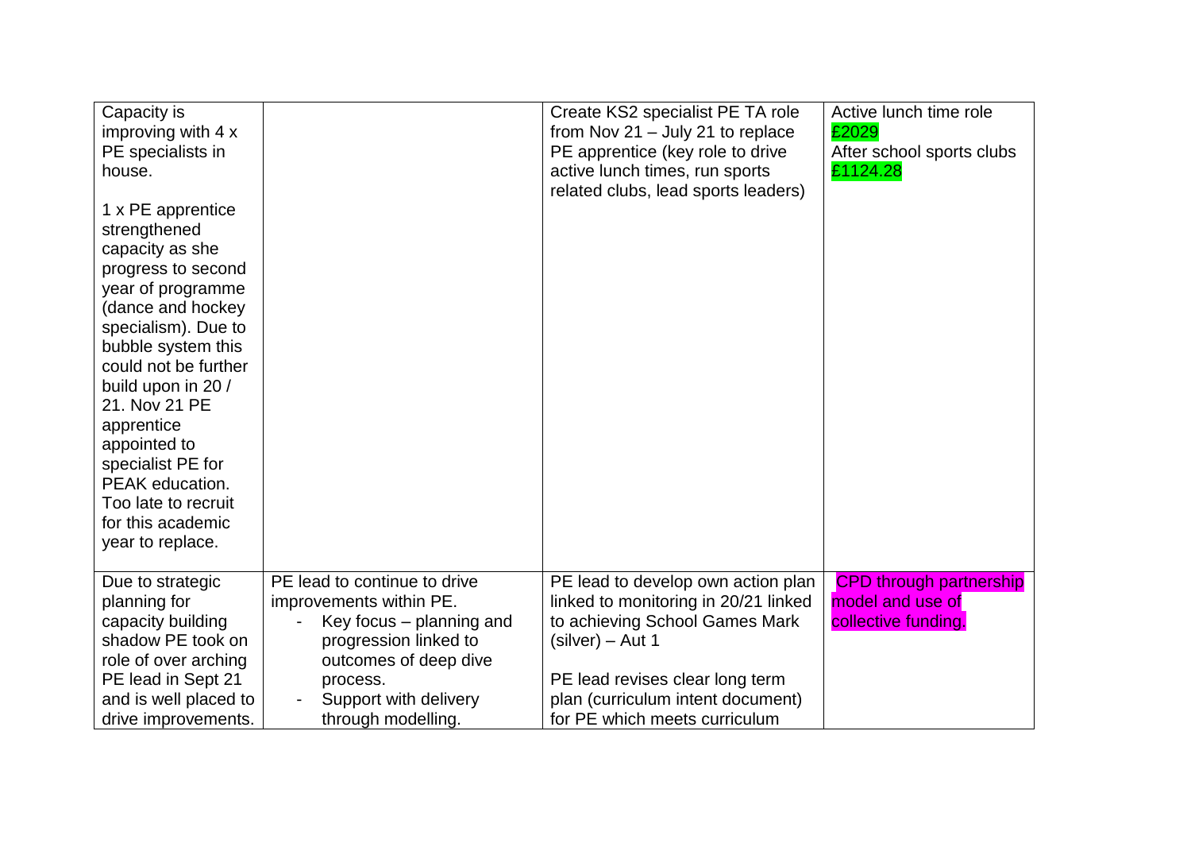| | | | |
|---|---|---|---|
| Capacity is improving with 4 x PE specialists in house.<br><br>1 x PE apprentice strengthened capacity as she progress to second year of programme (dance and hockey specialism). Due to bubble system this could not be further build upon in 20 / 21. Nov 21 PE apprentice appointed to specialist PE for PEAK education. Too late to recruit for this academic year to replace. | | Create KS2 specialist PE TA role from Nov 21 – July 21 to replace PE apprentice (key role to drive active lunch times, run sports related clubs, lead sports leaders) | Active lunch time role £2029<br>After school sports clubs £1124.28 |
| Due to strategic planning for capacity building shadow PE took on role of over arching PE lead in Sept 21 and is well placed to drive improvements. | PE lead to continue to drive improvements within PE.<br>- Key focus – planning and progression linked to outcomes of deep dive process.<br>- Support with delivery through modelling. | PE lead to develop own action plan linked to monitoring in 20/21 linked to achieving School Games Mark (silver) – Aut 1<br><br>PE lead revises clear long term plan (curriculum intent document) for PE which meets curriculum | CPD through partnership model and use of collective funding. |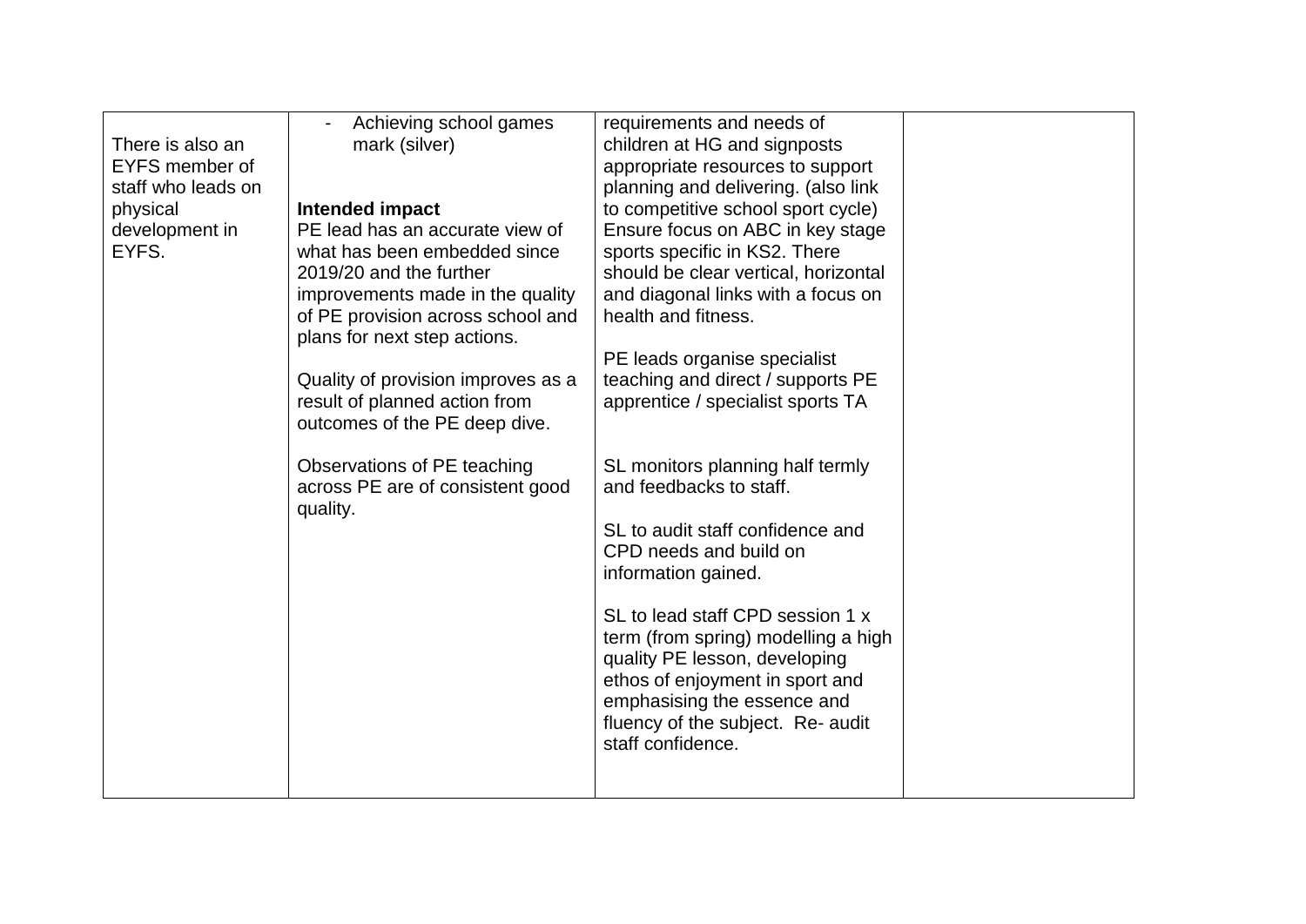| | | | |
|---|---|---|---|
| There is also an EYFS member of staff who leads on physical development in EYFS. | - Achieving school games mark (silver)<br><br>**Intended impact**<br>PE lead has an accurate view of what has been embedded since 2019/20 and the further improvements made in the quality of PE provision across school and plans for next step actions.<br><br>Quality of provision improves as a result of planned action from outcomes of the PE deep dive.<br><br>Observations of PE teaching across PE are of consistent good quality. | requirements and needs of children at HG and signposts appropriate resources to support planning and delivering. (also link to competitive school sport cycle) Ensure focus on ABC in key stage sports specific in KS2. There should be clear vertical, horizontal and diagonal links with a focus on health and fitness.<br><br>PE leads organise specialist teaching and direct / supports PE apprentice / specialist sports TA<br><br>SL monitors planning half termly and feedbacks to staff.<br><br>SL to audit staff confidence and CPD needs and build on information gained.<br><br>SL to lead staff CPD session 1 x term (from spring) modelling a high quality PE lesson, developing ethos of enjoyment in sport and emphasising the essence and fluency of the subject. Re- audit staff confidence. | |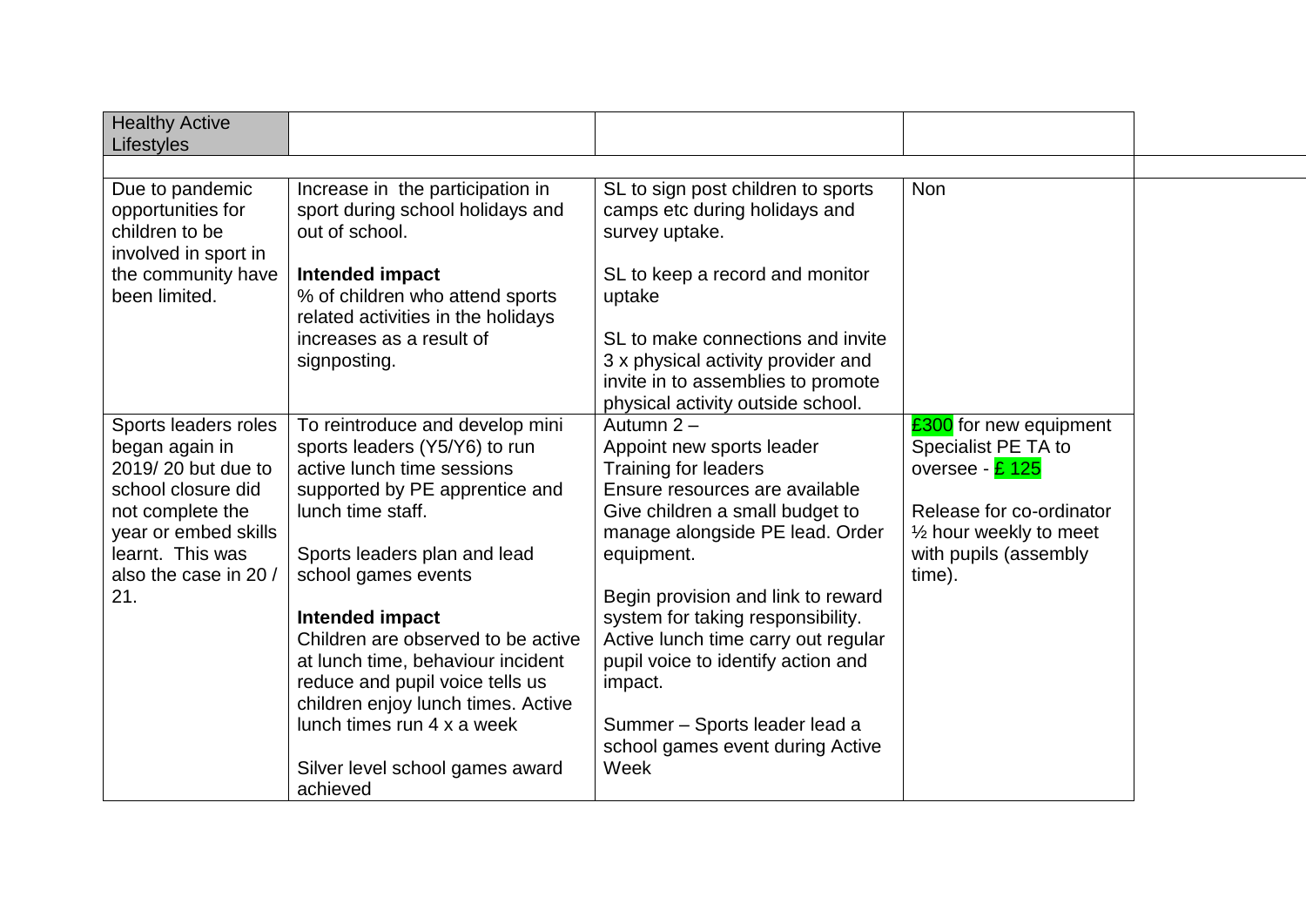| Healthy Active Lifestyles | | | |
|---|---|---|---|
| | | | |
| Due to pandemic opportunities for children to be involved in sport in the community have been limited. | Increase in the participation in sport during school holidays and out of school.<br><br>**Intended impact**<br>% of children who attend sports related activities in the holidays increases as a result of signposting. | SL to sign post children to sports camps etc during holidays and survey uptake.<br><br>SL to keep a record and monitor uptake<br><br>SL to make connections and invite 3 x physical activity provider and invite in to assemblies to promote physical activity outside school. | Non |
| Sports leaders roles began again in 2019/ 20 but due to school closure did not complete the year or embed skills learnt. This was also the case in 20 / 21. | To reintroduce and develop mini sports leaders (Y5/Y6) to run active lunch time sessions supported by PE apprentice and lunch time staff.<br><br>Sports leaders plan and lead school games events<br><br>**Intended impact**<br>Children are observed to be active at lunch time, behaviour incident reduce and pupil voice tells us children enjoy lunch times. Active lunch times run 4 x a week<br><br>Silver level school games award achieved | Autumn 2 –<br>Appoint new sports leader<br>Training for leaders<br>Ensure resources are available<br>Give children a small budget to manage alongside PE lead. Order equipment.<br><br>Begin provision and link to reward system for taking responsibility. Active lunch time carry out regular pupil voice to identify action and impact.<br><br>Summer – Sports leader lead a school games event during Active Week | £300 for new equipment<br>Specialist PE TA to oversee - £ 125<br><br>Release for co-ordinator ½ hour weekly to meet with pupils (assembly time). |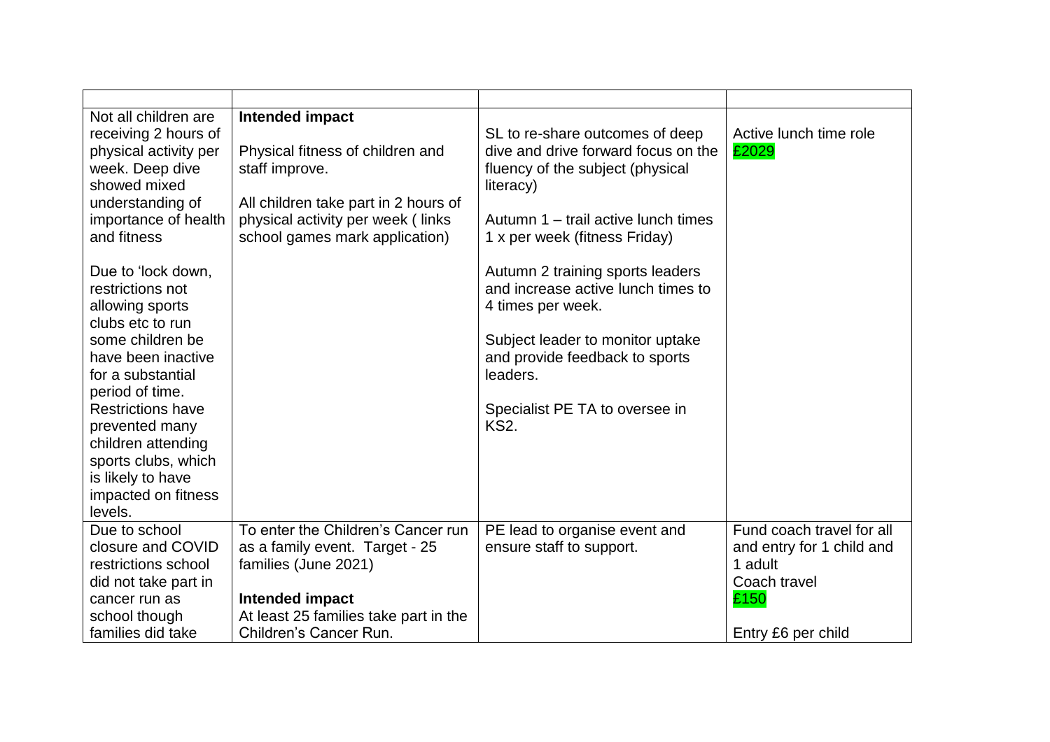| | | | |
|---|---|---|---|
| Not all children are receiving 2 hours of physical activity per week. Deep dive showed mixed understanding of importance of health and fitness<br><br>Due to 'lock down, restrictions not allowing sports clubs etc to run some children be have been inactive for a substantial period of time. Restrictions have prevented many children attending sports clubs, which is likely to have impacted on fitness levels. | **Intended impact**<br><br>Physical fitness of children and staff improve.<br><br>All children take part in 2 hours of physical activity per week ( links school games mark application) | SL to re-share outcomes of deep dive and drive forward focus on the fluency of the subject (physical literacy)<br><br>Autumn 1 – trail active lunch times 1 x per week (fitness Friday)<br><br>Autumn 2 training sports leaders and increase active lunch times to 4 times per week.<br><br>Subject leader to monitor uptake and provide feedback to sports leaders.<br><br>Specialist PE TA to oversee in KS2. | Active lunch time role<br>£2029 |
| Due to school closure and COVID restrictions school did not take part in cancer run as school though families did take | To enter the Children's Cancer run as a family event. Target - 25 families (June 2021)<br><br>**Intended impact**<br>At least 25 families take part in the Children's Cancer Run. | PE lead to organise event and ensure staff to support. | Fund coach travel for all and entry for 1 child and 1 adult<br>Coach travel<br>£150<br><br>Entry £6 per child |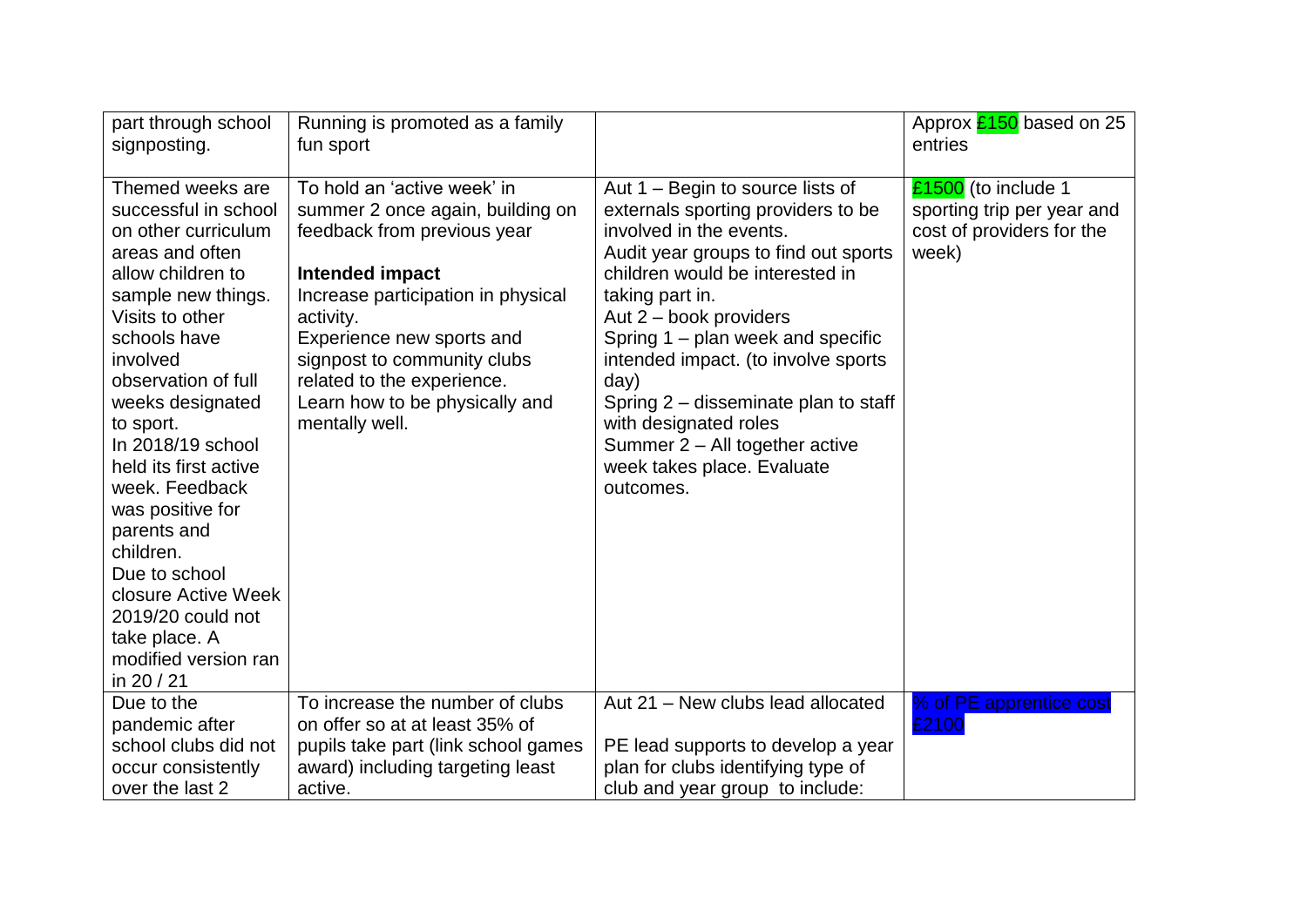| | | | |
|---|---|---|---|
| part through school signposting. | Running is promoted as a family fun sport | | Approx £150 based on 25 entries |
| Themed weeks are successful in school on other curriculum areas and often allow children to sample new things. Visits to other schools have involved observation of full weeks designated to sport.<br>In 2018/19 school held its first active week. Feedback was positive for parents and children.<br>Due to school closure Active Week 2019/20 could not take place. A modified version ran in 20 / 21 | To hold an 'active week' in summer 2 once again, building on feedback from previous year<br><br>**Intended impact**<br>Increase participation in physical activity.<br>Experience new sports and signpost to community clubs related to the experience.<br>Learn how to be physically and mentally well. | Aut 1 – Begin to source lists of externals sporting providers to be involved in the events.<br>Audit year groups to find out sports children would be interested in taking part in.<br>Aut 2 – book providers<br>Spring 1 – plan week and specific intended impact. (to involve sports day)<br>Spring 2 – disseminate plan to staff with designated roles<br>Summer 2 – All together active week takes place. Evaluate outcomes. | £1500 (to include 1 sporting trip per year and cost of providers for the week) |
| Due to the pandemic after school clubs did not occur consistently over the last 2 | To increase the number of clubs on offer so at at least 35% of pupils take part (link school games award) including targeting least active. | Aut 21 – New clubs lead allocated<br><br>PE lead supports to develop a year plan for clubs identifying type of club and year group to include: | % of PE apprentice cost £2100 |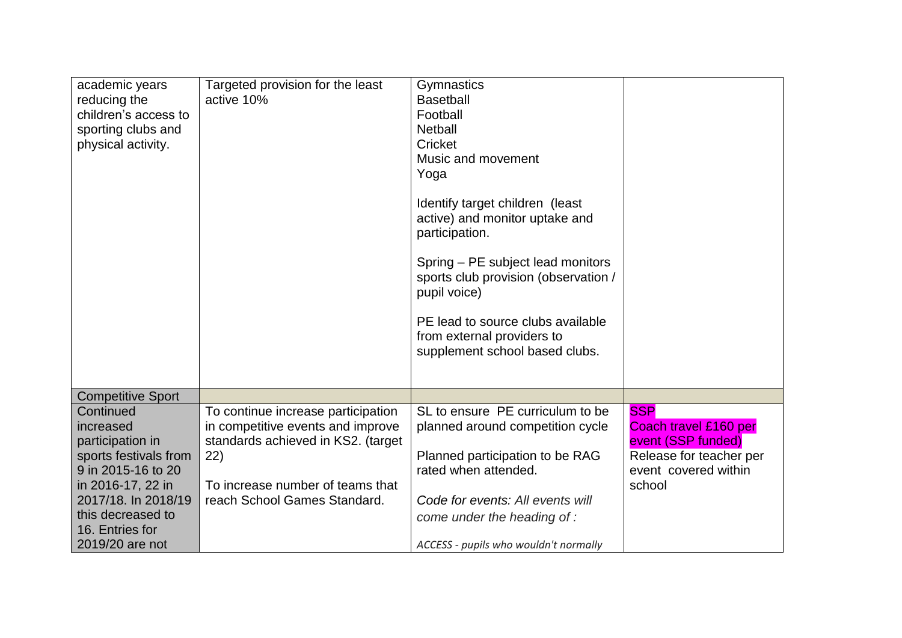| | | | |
|---|---|---|---|
| academic years reducing the children's access to sporting clubs and physical activity. | Targeted provision for the least active 10% | Gymnastics<br>Basetball<br>Football<br>Netball<br>Cricket<br>Music and movement<br>Yoga<br><br>Identify target children (least active) and monitor uptake and participation.<br><br>Spring – PE subject lead monitors sports club provision (observation / pupil voice)<br><br>PE lead to source clubs available from external providers to supplement school based clubs. | |
| Competitive Sport | | | |
| Continued increased participation in sports festivals from 9 in 2015-16 to 20 in 2016-17, 22 in 2017/18. In 2018/19 this decreased to 16. Entries for 2019/20 are not | To continue increase participation in competitive events and improve standards achieved in KS2. (target 22)<br><br>To increase number of teams that reach School Games Standard. | SL to ensure PE curriculum to be planned around competition cycle<br><br>Planned participation to be RAG rated when attended.<br><br>*Code for events: All events will come under the heading of :*<br><br>*ACCESS - pupils who wouldn't normally* | SSP<br>Coach travel £160 per event (SSP funded)<br>Release for teacher per event covered within school |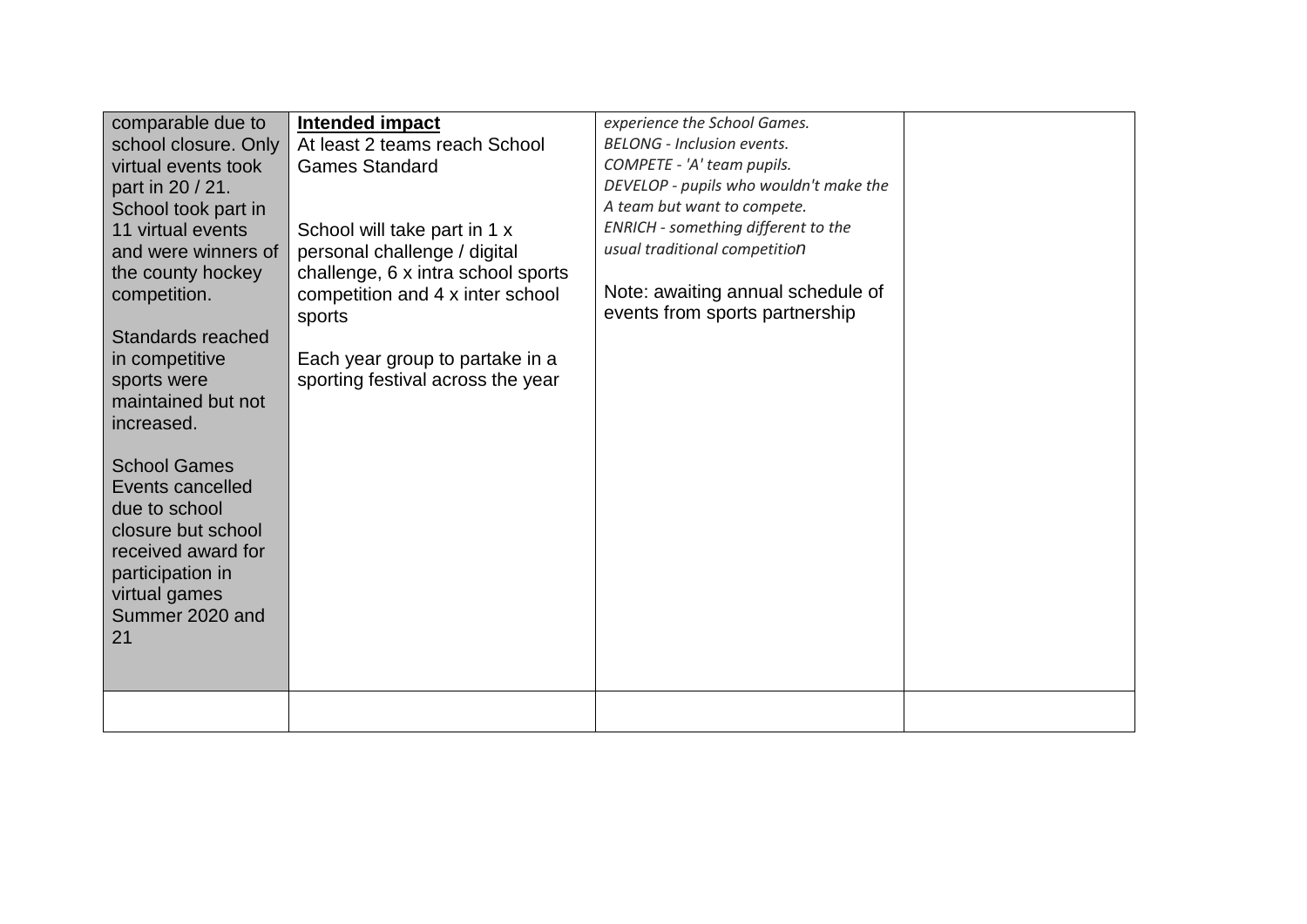| | | | |
|---|---|---|---|
| comparable due to school closure. Only virtual events took part in 20 / 21. School took part in 11 virtual events and were winners of the county hockey competition.<br><br>Standards reached in competitive sports were maintained but not increased.<br><br>School Games Events cancelled due to school closure but school received award for participation in virtual games Summer 2020 and 21 | **Intended impact**<br>At least 2 teams reach School Games Standard<br><br>School will take part in 1 x personal challenge / digital challenge, 6 x intra school sports competition and 4 x inter school sports<br><br>Each year group to partake in a sporting festival across the year | *experience the School Games.*<br>*BELONG - Inclusion events.*<br>*COMPETE - 'A' team pupils.*<br>*DEVELOP - pupils who wouldn't make the A team but want to compete.*<br>*ENRICH - something different to the usual traditional competition*<br><br>Note: awaiting annual schedule of events from sports partnership | |
| | | | |